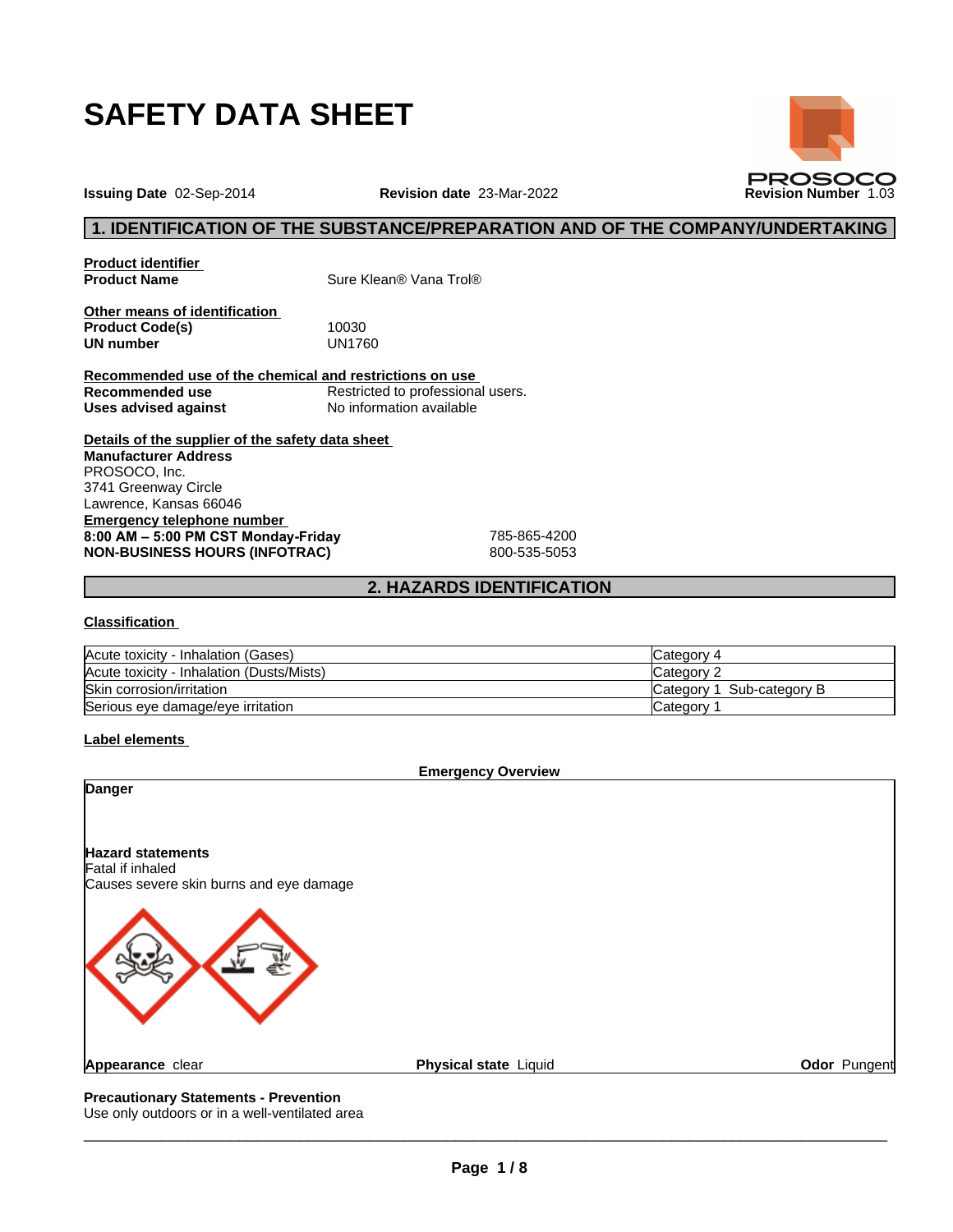# SAFETY DATA SHEET

PROSOCO

**Issuing Date** 02-Sep-2014 **Revision date** 23-Mar-2022 **Revision Number** 1.03

## 1. IDENTIFICATION OF THE SUBSTANCE/PREPARATION AND OF THE COMPANY/UNDERTAKING

**Product identifier**

**Product Name** Sure Klean® Vana Trol®

**Other means of identification**

**Product Code(s)** 10030

**UN number** UN1760

**Recommended use of the chemical and restrictions on use**

**Recommended use** Restricted to professional users.

**Uses advised against** No information available

**Details of the supplier of the safety data sheet**

**Manufacturer Address**
PROSOCO, Inc.
3741 Greenway Circle
Lawrence, Kansas 66046

**Emergency telephone number**

**8:00 AM – 5:00 PM CST Monday-Friday** 785-865-4200

**NON-BUSINESS HOURS (INFOTRAC)** 800-535-5053

## 2. HAZARDS IDENTIFICATION

**Classification**

| | |
|---|---|
| Acute toxicity - Inhalation (Gases) | Category 4 |
| Acute toxicity - Inhalation (Dusts/Mists) | Category 2 |
| Skin corrosion/irritation | Category 1 Sub-category B |
| Serious eye damage/eye irritation | Category 1 |

**Label elements**

**Emergency Overview**

**Danger**

**Hazard statements**
Fatal if inhaled
Causes severe skin burns and eye damage

**Appearance** clear **Physical state** Liquid **Odor** Pungent

**Precautionary Statements - Prevention**
Use only outdoors or in a well-ventilated area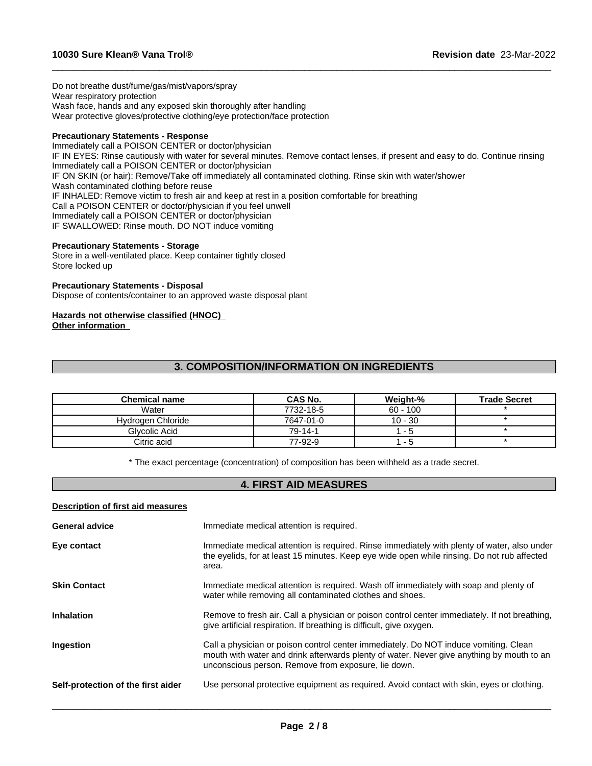Do not breathe dust/fume/gas/mist/vapors/spray
Wear respiratory protection
Wash face, hands and any exposed skin thoroughly after handling
Wear protective gloves/protective clothing/eye protection/face protection

**Precautionary Statements - Response**
Immediately call a POISON CENTER or doctor/physician
IF IN EYES: Rinse cautiously with water for several minutes. Remove contact lenses, if present and easy to do. Continue rinsing
Immediately call a POISON CENTER or doctor/physician
IF ON SKIN (or hair): Remove/Take off immediately all contaminated clothing. Rinse skin with water/shower
Wash contaminated clothing before reuse
IF INHALED: Remove victim to fresh air and keep at rest in a position comfortable for breathing
Call a POISON CENTER or doctor/physician if you feel unwell
Immediately call a POISON CENTER or doctor/physician
IF SWALLOWED: Rinse mouth. DO NOT induce vomiting

**Precautionary Statements - Storage**
Store in a well-ventilated place. Keep container tightly closed
Store locked up

**Precautionary Statements - Disposal**
Dispose of contents/container to an approved waste disposal plant

**Hazards not otherwise classified (HNOC)**
**Other information**

## 3. COMPOSITION/INFORMATION ON INGREDIENTS

| Chemical name | CAS No. | Weight-% | Trade Secret |
|---|---|---|---|
| Water | 7732-18-5 | 60 - 100 | * |
| Hydrogen Chloride | 7647-01-0 | 10 - 30 | * |
| Glycolic Acid | 79-14-1 | 1 - 5 | * |
| Citric acid | 77-92-9 | 1 - 5 | * |

* The exact percentage (concentration) of composition has been withheld as a trade secret.

## 4. FIRST AID MEASURES

**Description of first aid measures**

**General advice** Immediate medical attention is required.

**Eye contact** Immediate medical attention is required. Rinse immediately with plenty of water, also under the eyelids, for at least 15 minutes. Keep eye wide open while rinsing. Do not rub affected area.

**Skin Contact** Immediate medical attention is required. Wash off immediately with soap and plenty of water while removing all contaminated clothes and shoes.

**Inhalation** Remove to fresh air. Call a physician or poison control center immediately. If not breathing, give artificial respiration. If breathing is difficult, give oxygen.

**Ingestion** Call a physician or poison control center immediately. Do NOT induce vomiting. Clean mouth with water and drink afterwards plenty of water. Never give anything by mouth to an unconscious person. Remove from exposure, lie down.

**Self-protection of the first aider** Use personal protective equipment as required. Avoid contact with skin, eyes or clothing.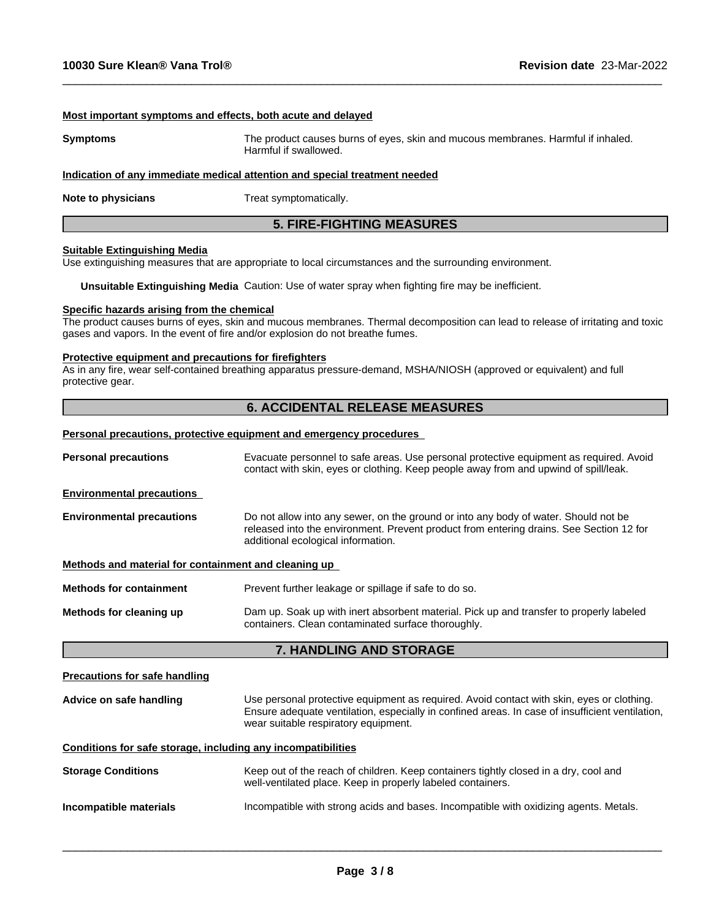#### Most important symptoms and effects, both acute and delayed

**Symptoms** The product causes burns of eyes, skin and mucous membranes. Harmful if inhaled. Harmful if swallowed.

#### Indication of any immediate medical attention and special treatment needed

**Note to physicians** Treat symptomatically.

## 5. FIRE-FIGHTING MEASURES

#### Suitable Extinguishing Media

Use extinguishing measures that are appropriate to local circumstances and the surrounding environment.

**Unsuitable Extinguishing Media** Caution: Use of water spray when fighting fire may be inefficient.

#### Specific hazards arising from the chemical

The product causes burns of eyes, skin and mucous membranes. Thermal decomposition can lead to release of irritating and toxic gases and vapors. In the event of fire and/or explosion do not breathe fumes.

#### Protective equipment and precautions for firefighters

As in any fire, wear self-contained breathing apparatus pressure-demand, MSHA/NIOSH (approved or equivalent) and full protective gear.

## 6. ACCIDENTAL RELEASE MEASURES

#### Personal precautions, protective equipment and emergency procedures

**Personal precautions** Evacuate personnel to safe areas. Use personal protective equipment as required. Avoid contact with skin, eyes or clothing. Keep people away from and upwind of spill/leak.

#### Environmental precautions

**Environmental precautions** Do not allow into any sewer, on the ground or into any body of water. Should not be released into the environment. Prevent product from entering drains. See Section 12 for additional ecological information.

#### Methods and material for containment and cleaning up

**Methods for containment** Prevent further leakage or spillage if safe to do so.

**Methods for cleaning up** Dam up. Soak up with inert absorbent material. Pick up and transfer to properly labeled containers. Clean contaminated surface thoroughly.

## 7. HANDLING AND STORAGE

#### Precautions for safe handling

**Advice on safe handling** Use personal protective equipment as required. Avoid contact with skin, eyes or clothing. Ensure adequate ventilation, especially in confined areas. In case of insufficient ventilation, wear suitable respiratory equipment.

#### Conditions for safe storage, including any incompatibilities

**Storage Conditions** Keep out of the reach of children. Keep containers tightly closed in a dry, cool and well-ventilated place. Keep in properly labeled containers.

**Incompatible materials** Incompatible with strong acids and bases. Incompatible with oxidizing agents. Metals.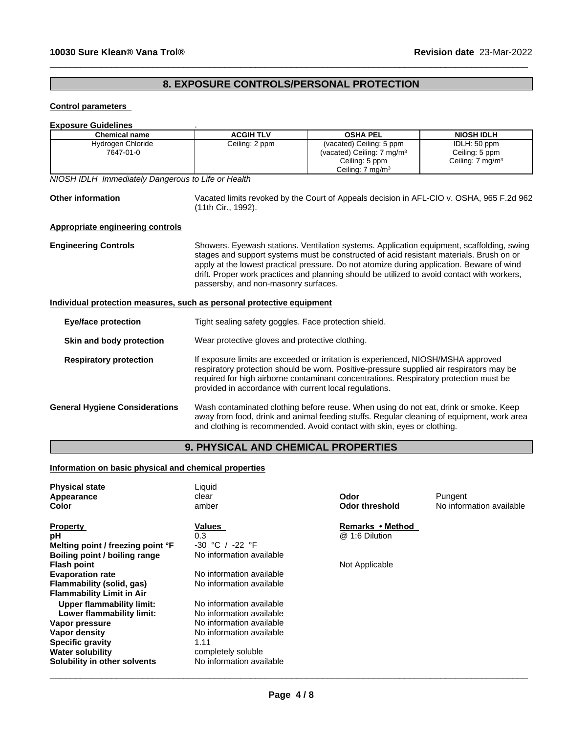## 8. EXPOSURE CONTROLS/PERSONAL PROTECTION

**Control parameters**

**Exposure Guidelines** .

| Chemical name | ACGIH TLV | OSHA PEL | NIOSH IDLH |
|---|---|---|---|
| Hydrogen Chloride<br>7647-01-0 | Ceiling: 2 ppm | (vacated) Ceiling: 5 ppm<br>(vacated) Ceiling: 7 mg/m³<br>Ceiling: 5 ppm<br>Ceiling: 7 mg/m³ | IDLH: 50 ppm<br>Ceiling: 5 ppm<br>Ceiling: 7 mg/m³ |

*NIOSH IDLH Immediately Dangerous to Life or Health*

**Other information** Vacated limits revoked by the Court of Appeals decision in AFL-CIO v. OSHA, 965 F.2d 962 (11th Cir., 1992).

**Appropriate engineering controls**

**Engineering Controls** Showers. Eyewash stations. Ventilation systems. Application equipment, scaffolding, swing stages and support systems must be constructed of acid resistant materials. Brush on or apply at the lowest practical pressure. Do not atomize during application. Beware of wind drift. Proper work practices and planning should be utilized to avoid contact with workers, passersby, and non-masonry surfaces.

**Individual protection measures, such as personal protective equipment**

**Eye/face protection** Tight sealing safety goggles. Face protection shield.

**Skin and body protection** Wear protective gloves and protective clothing.

**Respiratory protection** If exposure limits are exceeded or irritation is experienced, NIOSH/MSHA approved respiratory protection should be worn. Positive-pressure supplied air respirators may be required for high airborne contaminant concentrations. Respiratory protection must be provided in accordance with current local regulations.

**General Hygiene Considerations** Wash contaminated clothing before reuse. When using do not eat, drink or smoke. Keep away from food, drink and animal feeding stuffs. Regular cleaning of equipment, work area and clothing is recommended. Avoid contact with skin, eyes or clothing.

## 9. PHYSICAL AND CHEMICAL PROPERTIES

**Information on basic physical and chemical properties**

**Physical state** Liquid
**Appearance** clear
**Color** amber
**Odor** Pungent
**Odor threshold** No information available

| Property | Values | Remarks • Method |
|---|---|---|
| **pH** | 0.3 | @ 1:6 Dilution |
| **Melting point / freezing point °F** | -30 °C / -22 °F | |
| **Boiling point / boiling range** | No information available | |
| **Flash point** | | Not Applicable |
| **Evaporation rate** | No information available | |
| **Flammability (solid, gas)** | No information available | |
| **Flammability Limit in Air** | | |
| **Upper flammability limit:** | No information available | |
| **Lower flammability limit:** | No information available | |
| **Vapor pressure** | No information available | |
| **Vapor density** | No information available | |
| **Specific gravity** | 1.11 | |
| **Water solubility** | completely soluble | |
| **Solubility in other solvents** | No information available | |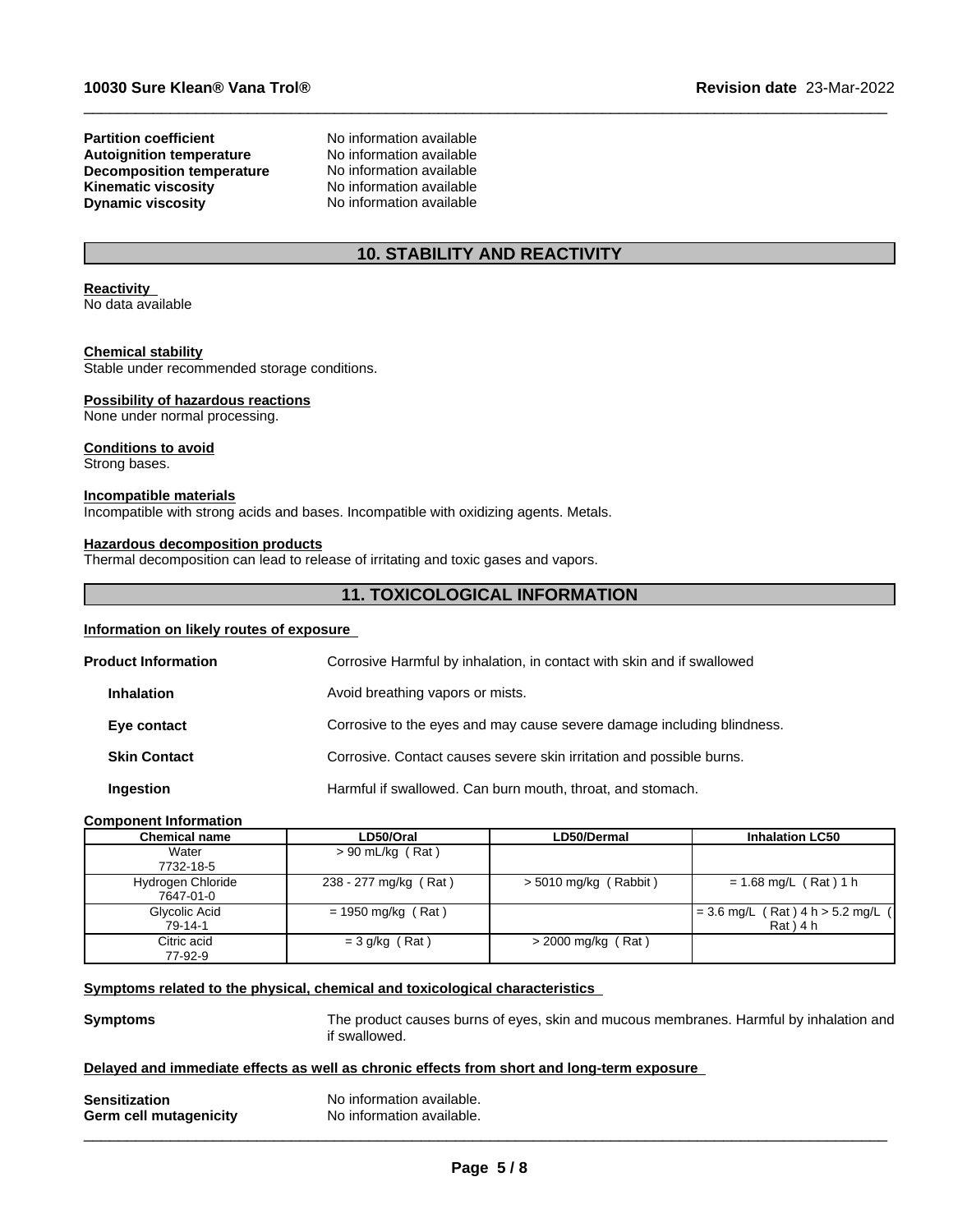| | |
|---|---|
| **Partition coefficient** | No information available |
| **Autoignition temperature** | No information available |
| **Decomposition temperature** | No information available |
| **Kinematic viscosity** | No information available |
| **Dynamic viscosity** | No information available |

## 10. STABILITY AND REACTIVITY

**Reactivity**
No data available

**Chemical stability**
Stable under recommended storage conditions.

**Possibility of hazardous reactions**
None under normal processing.

**Conditions to avoid**
Strong bases.

**Incompatible materials**
Incompatible with strong acids and bases. Incompatible with oxidizing agents. Metals.

**Hazardous decomposition products**
Thermal decomposition can lead to release of irritating and toxic gases and vapors.

## 11. TOXICOLOGICAL INFORMATION

**Information on likely routes of exposure**

| | |
|---|---|
| **Product Information** | Corrosive Harmful by inhalation, in contact with skin and if swallowed |
| **Inhalation** | Avoid breathing vapors or mists. |
| **Eye contact** | Corrosive to the eyes and may cause severe damage including blindness. |
| **Skin Contact** | Corrosive. Contact causes severe skin irritation and possible burns. |
| **Ingestion** | Harmful if swallowed. Can burn mouth, throat, and stomach. |

**Component Information**

| Chemical name | LD50/Oral | LD50/Dermal | Inhalation LC50 |
|---|---|---|---|
| Water<br>7732-18-5 | > 90 mL/kg ( Rat ) | | |
| Hydrogen Chloride<br>7647-01-0 | 238 - 277 mg/kg ( Rat ) | > 5010 mg/kg ( Rabbit ) | = 1.68 mg/L ( Rat ) 1 h |
| Glycolic Acid<br>79-14-1 | = 1950 mg/kg ( Rat ) | | = 3.6 mg/L ( Rat ) 4 h > 5.2 mg/L ( Rat ) 4 h |
| Citric acid<br>77-92-9 | = 3 g/kg ( Rat ) | > 2000 mg/kg ( Rat ) | |

**Symptoms related to the physical, chemical and toxicological characteristics**

**Symptoms** The product causes burns of eyes, skin and mucous membranes. Harmful by inhalation and if swallowed.

**Delayed and immediate effects as well as chronic effects from short and long-term exposure**

| | |
|---|---|
| **Sensitization** | No information available. |
| **Germ cell mutagenicity** | No information available. |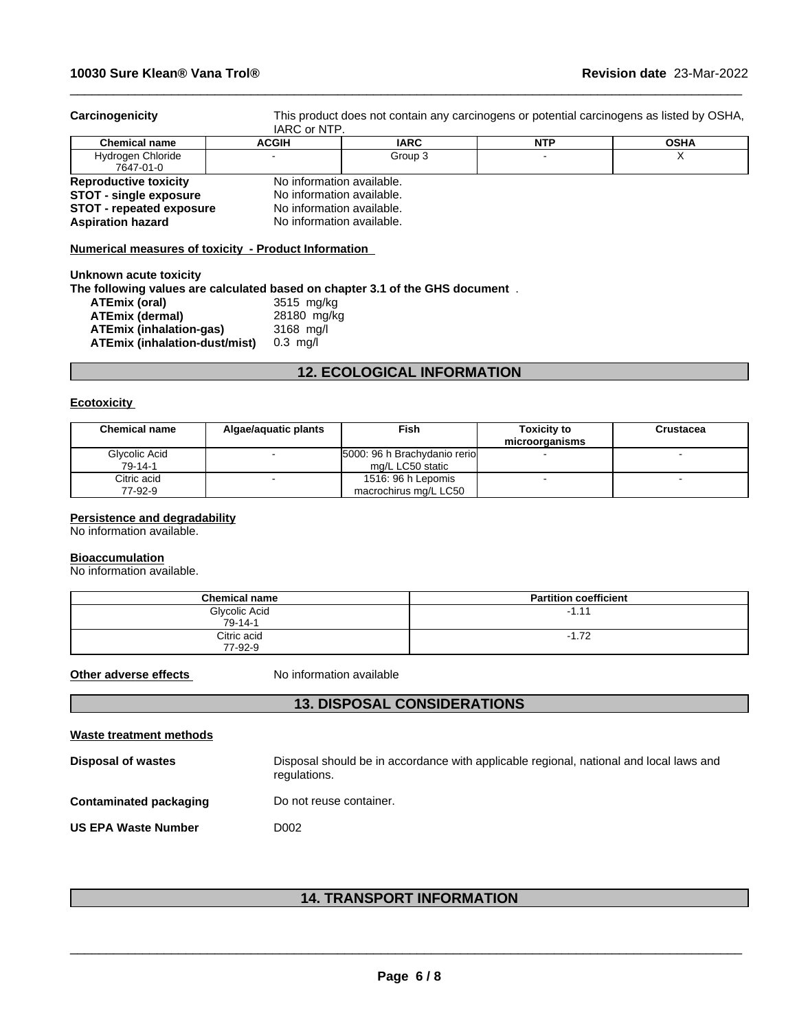**Carcinogenicity** This product does not contain any carcinogens or potential carcinogens as listed by OSHA, IARC or NTP.

| Chemical name | ACGIH | IARC | NTP | OSHA |
|---|---|---|---|---|
| Hydrogen Chloride 7647-01-0 | - | Group 3 | - | X |

**Reproductive toxicity** No information available.
**STOT - single exposure** No information available.
**STOT - repeated exposure** No information available.
**Aspiration hazard** No information available.

**Numerical measures of toxicity - Product Information**

**Unknown acute toxicity**
**The following values are calculated based on chapter 3.1 of the GHS document** .

**ATEmix (oral)** 3515 mg/kg
**ATEmix (dermal)** 28180 mg/kg
**ATEmix (inhalation-gas)** 3168 mg/l
**ATEmix (inhalation-dust/mist)** 0.3 mg/l

## 12. ECOLOGICAL INFORMATION

**Ecotoxicity**

| Chemical name | Algae/aquatic plants | Fish | Toxicity to microorganisms | Crustacea |
|---|---|---|---|---|
| Glycolic Acid 79-14-1 | - | 5000: 96 h Brachydanio rerio mg/L LC50 static | - | - |
| Citric acid 77-92-9 | - | 1516: 96 h Lepomis macrochirus mg/L LC50 | - | - |

**Persistence and degradability**
No information available.

**Bioaccumulation**
No information available.

| Chemical name | Partition coefficient |
|---|---|
| Glycolic Acid 79-14-1 | -1.11 |
| Citric acid 77-92-9 | -1.72 |

**Other adverse effects** No information available

## 13. DISPOSAL CONSIDERATIONS

**Waste treatment methods**

**Disposal of wastes** Disposal should be in accordance with applicable regional, national and local laws and regulations.

**Contaminated packaging** Do not reuse container.

**US EPA Waste Number** D002

## 14. TRANSPORT INFORMATION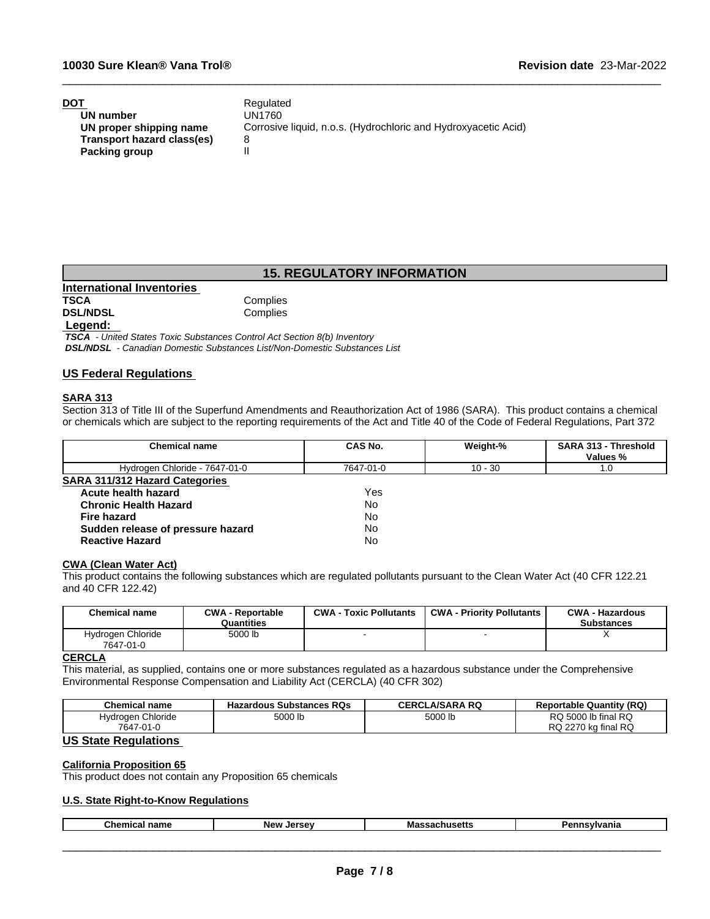**DOT** Regulated

| | |
|---|---|
| **UN number** | UN1760 |
| **UN proper shipping name** | Corrosive liquid, n.o.s. (Hydrochloric and Hydroxyacetic Acid) |
| **Transport hazard class(es)** | 8 |
| **Packing group** | II |

## 15. REGULATORY INFORMATION

### International Inventories

| | |
|---|---|
| **TSCA** | Complies |
| **DSL/NDSL** | Complies |

**Legend:**

***TSCA*** *- United States Toxic Substances Control Act Section 8(b) Inventory*
***DSL/NDSL*** *- Canadian Domestic Substances List/Non-Domestic Substances List*

### US Federal Regulations

#### SARA 313

Section 313 of Title III of the Superfund Amendments and Reauthorization Act of 1986 (SARA). This product contains a chemical or chemicals which are subject to the reporting requirements of the Act and Title 40 of the Code of Federal Regulations, Part 372

| Chemical name | CAS No. | Weight-% | SARA 313 - Threshold Values % |
|---|---|---|---|
| Hydrogen Chloride - 7647-01-0 | 7647-01-0 | 10 - 30 | 1.0 |

#### SARA 311/312 Hazard Categories

| | |
|---|---|
| **Acute health hazard** | Yes |
| **Chronic Health Hazard** | No |
| **Fire hazard** | No |
| **Sudden release of pressure hazard** | No |
| **Reactive Hazard** | No |

#### CWA (Clean Water Act)

This product contains the following substances which are regulated pollutants pursuant to the Clean Water Act (40 CFR 122.21 and 40 CFR 122.42)

| Chemical name | CWA - Reportable Quantities | CWA - Toxic Pollutants | CWA - Priority Pollutants | CWA - Hazardous Substances |
|---|---|---|---|---|
| Hydrogen Chloride 7647-01-0 | 5000 lb | - | - | X |

#### CERCLA

This material, as supplied, contains one or more substances regulated as a hazardous substance under the Comprehensive Environmental Response Compensation and Liability Act (CERCLA) (40 CFR 302)

| Chemical name | Hazardous Substances RQs | CERCLA/SARA RQ | Reportable Quantity (RQ) |
|---|---|---|---|
| Hydrogen Chloride 7647-01-0 | 5000 lb | 5000 lb | RQ 5000 lb final RQ<br>RQ 2270 kg final RQ |

### US State Regulations

#### California Proposition 65

This product does not contain any Proposition 65 chemicals

#### U.S. State Right-to-Know Regulations

| Chemical name | New Jersey | Massachusetts | Pennsylvania |
|---|---|---|---|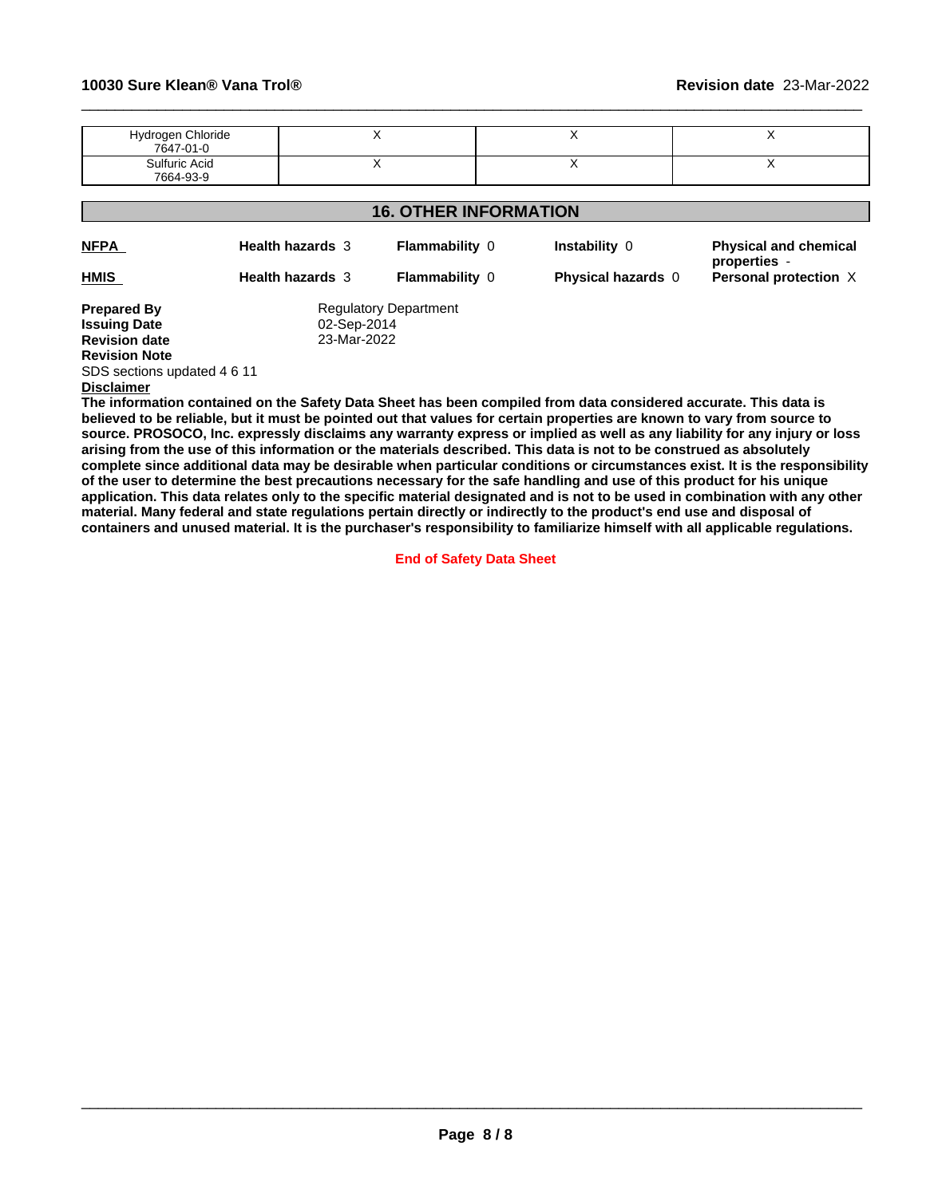| | | | |
|---|---|---|---|
| Hydrogen Chloride<br>7647-01-0 | X | X | X |
| Sulfuric Acid<br>7664-93-9 | X | X | X |

## 16. OTHER INFORMATION

| | | | | |
|---|---|---|---|---|
| **NFPA** | **Health hazards** 3 | **Flammability** 0 | **Instability** 0 | **Physical and chemical properties** - |
| **HMIS** | **Health hazards** 3 | **Flammability** 0 | **Physical hazards** 0 | **Personal protection** X |

**Prepared By** Regulatory Department
**Issuing Date** 02-Sep-2014
**Revision date** 23-Mar-2022
**Revision Note**
SDS sections updated 4 6 11

**Disclaimer**

**The information contained on the Safety Data Sheet has been compiled from data considered accurate. This data is believed to be reliable, but it must be pointed out that values for certain properties are known to vary from source to source. PROSOCO, Inc. expressly disclaims any warranty express or implied as well as any liability for any injury or loss arising from the use of this information or the materials described. This data is not to be construed as absolutely complete since additional data may be desirable when particular conditions or circumstances exist. It is the responsibility of the user to determine the best precautions necessary for the safe handling and use of this product for his unique application. This data relates only to the specific material designated and is not to be used in combination with any other material. Many federal and state regulations pertain directly or indirectly to the product's end use and disposal of containers and unused material. It is the purchaser's responsibility to familiarize himself with all applicable regulations.**

**End of Safety Data Sheet**